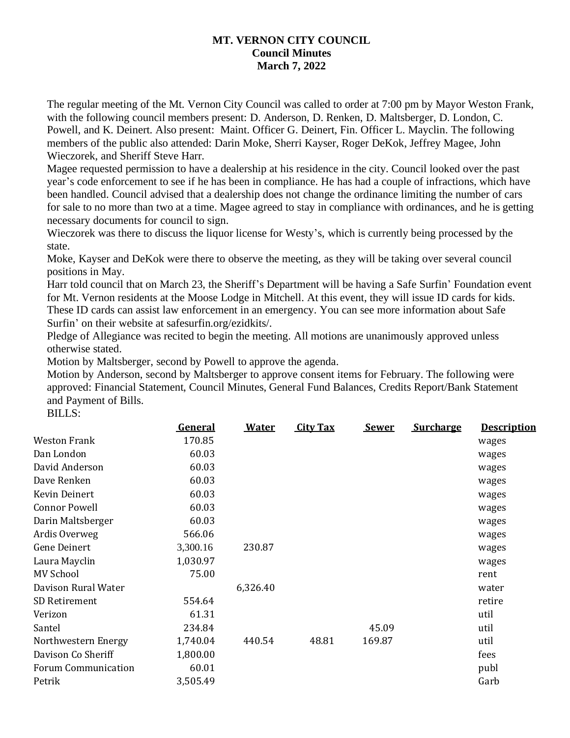**MT. VERNON CITY COUNCIL**
**Council Minutes**
**March 7, 2022**

The regular meeting of the Mt. Vernon City Council was called to order at 7:00 pm by Mayor Weston Frank, with the following council members present: D. Anderson, D. Renken, D. Maltsberger, D. London, C. Powell, and K. Deinert. Also present: Maint. Officer G. Deinert, Fin. Officer L. Mayclin. The following members of the public also attended: Darin Moke, Sherri Kayser, Roger DeKok, Jeffrey Magee, John Wieczorek, and Sheriff Steve Harr.

Magee requested permission to have a dealership at his residence in the city. Council looked over the past year's code enforcement to see if he has been in compliance. He has had a couple of infractions, which have been handled. Council advised that a dealership does not change the ordinance limiting the number of cars for sale to no more than two at a time. Magee agreed to stay in compliance with ordinances, and he is getting necessary documents for council to sign.

Wieczorek was there to discuss the liquor license for Westy's, which is currently being processed by the state.

Moke, Kayser and DeKok were there to observe the meeting, as they will be taking over several council positions in May.

Harr told council that on March 23, the Sheriff's Department will be having a Safe Surfin' Foundation event for Mt. Vernon residents at the Moose Lodge in Mitchell. At this event, they will issue ID cards for kids. These ID cards can assist law enforcement in an emergency. You can see more information about Safe Surfin' on their website at safesurfin.org/ezidkits/.

Pledge of Allegiance was recited to begin the meeting. All motions are unanimously approved unless otherwise stated.

Motion by Maltsberger, second by Powell to approve the agenda.

Motion by Anderson, second by Maltsberger to approve consent items for February. The following were approved: Financial Statement, Council Minutes, General Fund Balances, Credits Report/Bank Statement and Payment of Bills.

BILLS:

| | General | Water | City Tax | Sewer | Surcharge | Description |
|---|---|---|---|---|---|---|
| Weston Frank | 170.85 | | | | | wages |
| Dan London | 60.03 | | | | | wages |
| David Anderson | 60.03 | | | | | wages |
| Dave Renken | 60.03 | | | | | wages |
| Kevin Deinert | 60.03 | | | | | wages |
| Connor Powell | 60.03 | | | | | wages |
| Darin Maltsberger | 60.03 | | | | | wages |
| Ardis Overweg | 566.06 | | | | | wages |
| Gene Deinert | 3,300.16 | 230.87 | | | | wages |
| Laura Mayclin | 1,030.97 | | | | | wages |
| MV School | 75.00 | | | | | rent |
| Davison Rural Water | | 6,326.40 | | | | water |
| SD Retirement | 554.64 | | | | | retire |
| Verizon | 61.31 | | | | | util |
| Santel | 234.84 | | | 45.09 | | util |
| Northwestern Energy | 1,740.04 | 440.54 | 48.81 | 169.87 | | util |
| Davison Co Sheriff | 1,800.00 | | | | | fees |
| Forum Communication | 60.01 | | | | | publ |
| Petrik | 3,505.49 | | | | | Garb |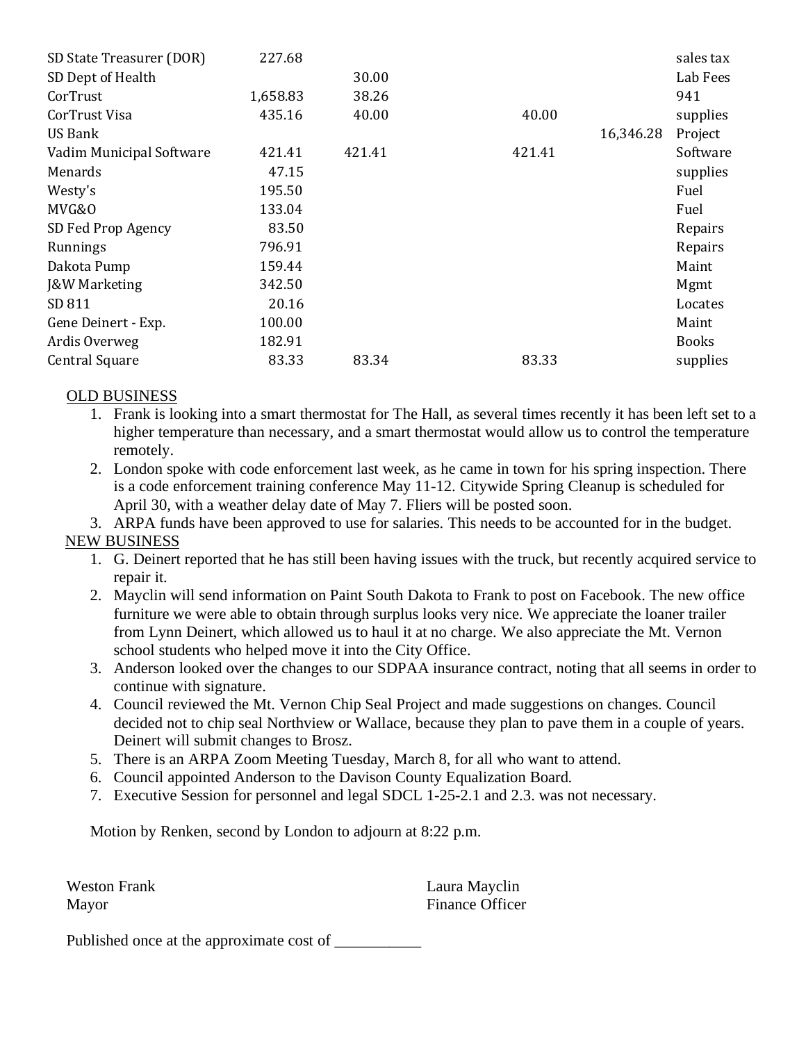| | | | | | |
|---|---|---|---|---|---|
| SD State Treasurer (DOR) | 227.68 | | | | sales tax |
| SD Dept of Health | | 30.00 | | | Lab Fees |
| CorTrust | 1,658.83 | 38.26 | | | 941 |
| CorTrust Visa | 435.16 | 40.00 | 40.00 | | supplies |
| US Bank | | | | 16,346.28 | Project |
| Vadim Municipal Software | 421.41 | 421.41 | 421.41 | | Software |
| Menards | 47.15 | | | | supplies |
| Westy's | 195.50 | | | | Fuel |
| MVG&O | 133.04 | | | | Fuel |
| SD Fed Prop Agency | 83.50 | | | | Repairs |
| Runnings | 796.91 | | | | Repairs |
| Dakota Pump | 159.44 | | | | Maint |
| J&W Marketing | 342.50 | | | | Mgmt |
| SD 811 | 20.16 | | | | Locates |
| Gene Deinert - Exp. | 100.00 | | | | Maint |
| Ardis Overweg | 182.91 | | | | Books |
| Central Square | 83.33 | 83.34 | 83.33 | | supplies |

OLD BUSINESS

1. Frank is looking into a smart thermostat for The Hall, as several times recently it has been left set to a higher temperature than necessary, and a smart thermostat would allow us to control the temperature remotely.
2. London spoke with code enforcement last week, as he came in town for his spring inspection. There is a code enforcement training conference May 11-12. Citywide Spring Cleanup is scheduled for April 30, with a weather delay date of May 7. Fliers will be posted soon.
3. ARPA funds have been approved to use for salaries. This needs to be accounted for in the budget.

NEW BUSINESS

1. G. Deinert reported that he has still been having issues with the truck, but recently acquired service to repair it.
2. Mayclin will send information on Paint South Dakota to Frank to post on Facebook. The new office furniture we were able to obtain through surplus looks very nice. We appreciate the loaner trailer from Lynn Deinert, which allowed us to haul it at no charge. We also appreciate the Mt. Vernon school students who helped move it into the City Office.
3. Anderson looked over the changes to our SDPAA insurance contract, noting that all seems in order to continue with signature.
4. Council reviewed the Mt. Vernon Chip Seal Project and made suggestions on changes. Council decided not to chip seal Northview or Wallace, because they plan to pave them in a couple of years. Deinert will submit changes to Brosz.
5. There is an ARPA Zoom Meeting Tuesday, March 8, for all who want to attend.
6. Council appointed Anderson to the Davison County Equalization Board.
7. Executive Session for personnel and legal SDCL 1-25-2.1 and 2.3. was not necessary.

Motion by Renken, second by London to adjourn at 8:22 p.m.

Weston Frank
Mayor

Laura Mayclin
Finance Officer

Published once at the approximate cost of ___________